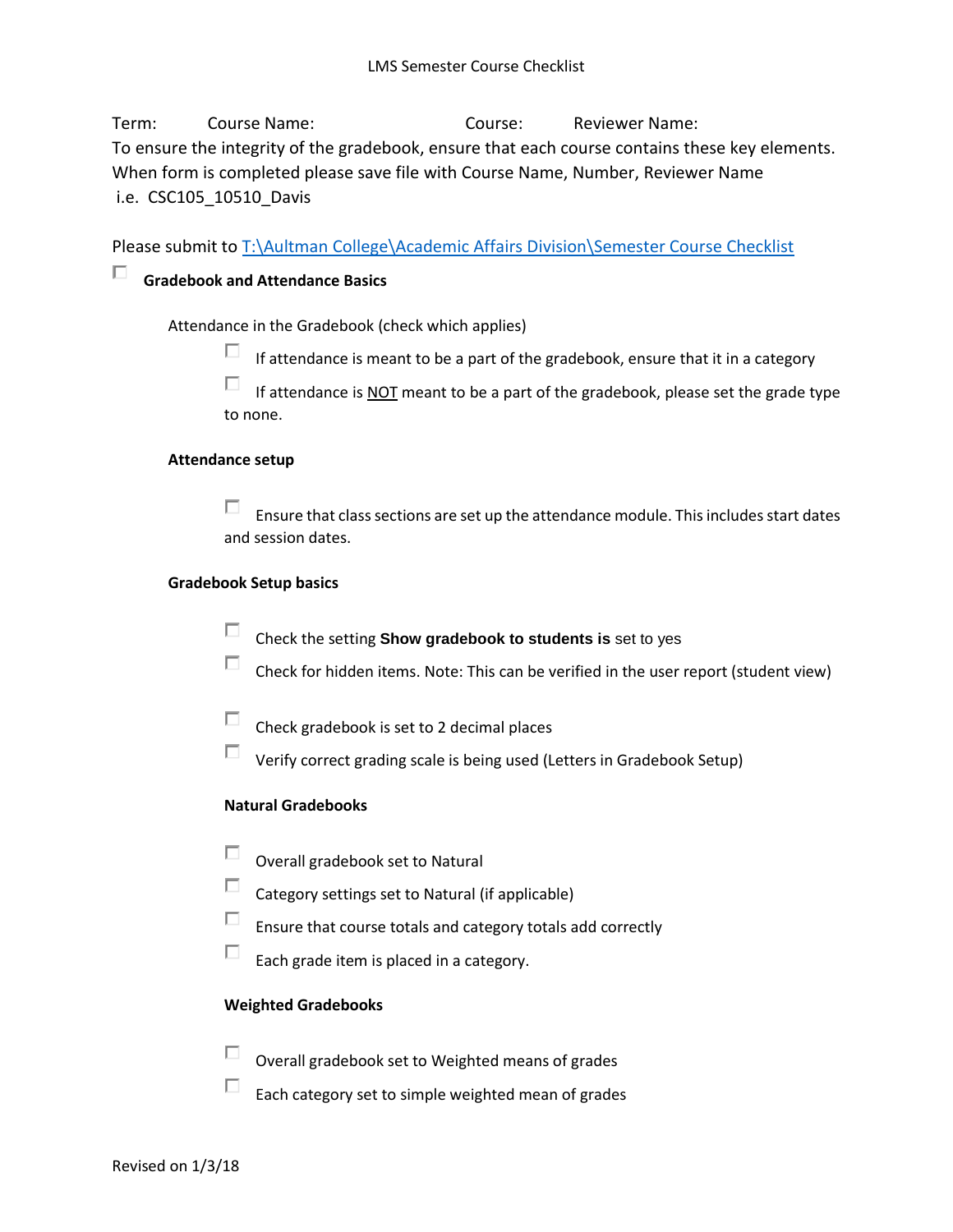LMS Semester Course Checklist

Term: Course Name: Course: Reviewer Name:

To ensure the integrity of the gradebook, ensure that each course contains these key elements.
When form is completed please save file with Course Name, Number, Reviewer Name
i.e. CSC105_10510_Davis

Please submit to T:\Aultman College\Academic Affairs Division\Semester Course Checklist

- [ ] **Gradebook and Attendance Basics**

Attendance in the Gradebook (check which applies)

- [ ] If attendance is meant to be a part of the gradebook, ensure that it in a category
- [ ] If attendance is NOT meant to be a part of the gradebook, please set the grade type to none.

**Attendance setup**

- [ ] Ensure that class sections are set up the attendance module. This includes start dates and session dates.

**Gradebook Setup basics**

- [ ] Check the setting **Show gradebook to students is** set to yes
- [ ] Check for hidden items. Note: This can be verified in the user report (student view)
- [ ] Check gradebook is set to 2 decimal places
- [ ] Verify correct grading scale is being used (Letters in Gradebook Setup)

**Natural Gradebooks**

- [ ] Overall gradebook set to Natural
- [ ] Category settings set to Natural (if applicable)
- [ ] Ensure that course totals and category totals add correctly
- [ ] Each grade item is placed in a category.

**Weighted Gradebooks**

- [ ] Overall gradebook set to Weighted means of grades
- [ ] Each category set to simple weighted mean of grades

Revised on 1/3/18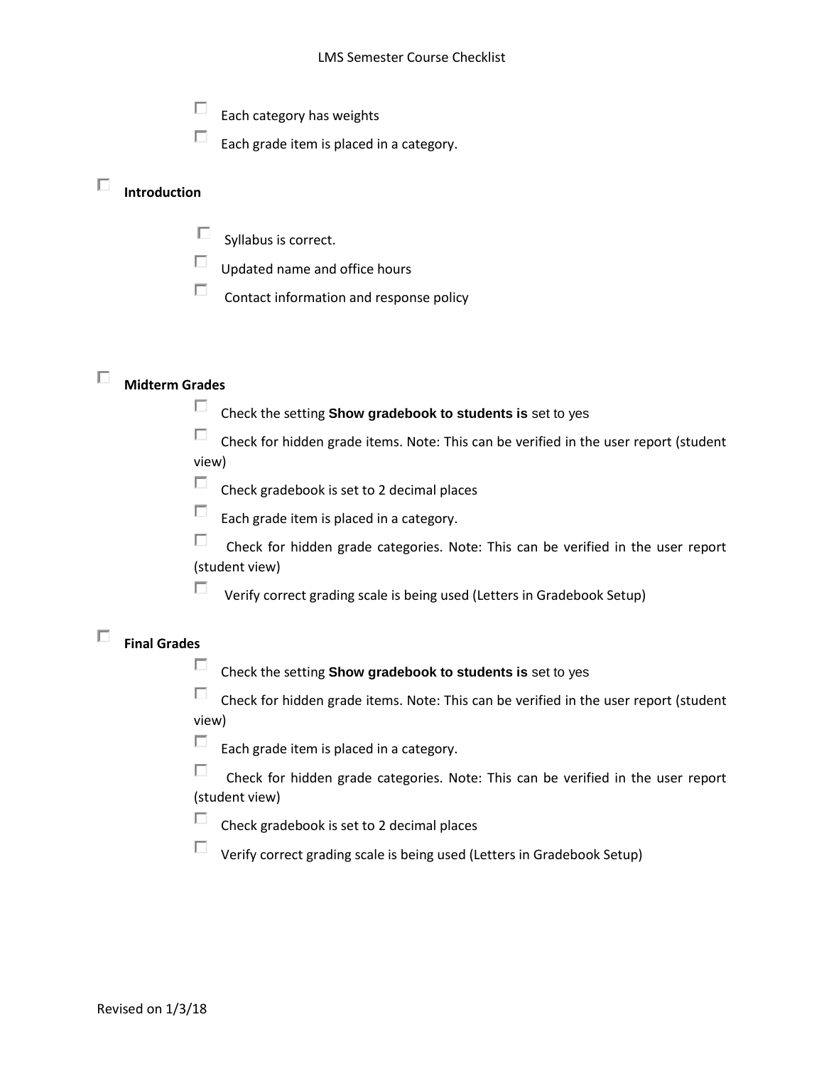- [ ] Each category has weights
- [ ] Each grade item is placed in a category.

- [ ] **Introduction**
  - [ ] Syllabus is correct.
  - [ ] Updated name and office hours
  - [ ] Contact information and response policy

- [ ] **Midterm Grades**
  - [ ] Check the setting **Show gradebook to students is** set to yes
  - [ ] Check for hidden grade items. Note: This can be verified in the user report (student view)
  - [ ] Check gradebook is set to 2 decimal places
  - [ ] Each grade item is placed in a category.
  - [ ] Check for hidden grade categories. Note: This can be verified in the user report (student view)
  - [ ] Verify correct grading scale is being used (Letters in Gradebook Setup)

- [ ] **Final Grades**
  - [ ] Check the setting **Show gradebook to students is** set to yes
  - [ ] Check for hidden grade items. Note: This can be verified in the user report (student view)
  - [ ] Each grade item is placed in a category.
  - [ ] Check for hidden grade categories. Note: This can be verified in the user report (student view)
  - [ ] Check gradebook is set to 2 decimal places
  - [ ] Verify correct grading scale is being used (Letters in Gradebook Setup)

Revised on 1/3/18